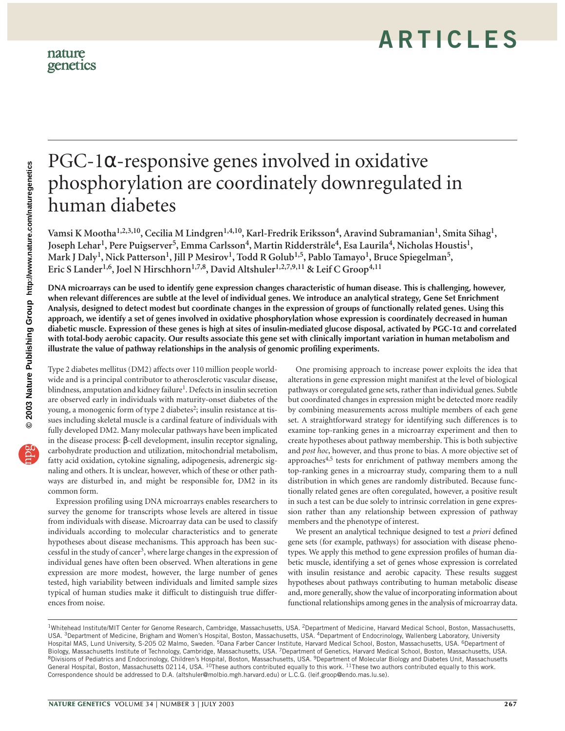# PGC-1α-responsive genes involved in oxidative phosphorylation are coordinately downregulated in human diabetes

**Vamsi K Mootha[1,2,3,10], Cecilia M Lindgren[1,4,10], Karl-Fredrik Eriksson[4], Aravind Subramanian[1], Smita Sihag[1], Joseph Lehar[1], Pere Puigserver[5], Emma Carlsson[4], Martin Ridderstråle[4], Esa Laurila[4], Nicholas Houstis[1], Mark J Daly[1], Nick Patterson[1], Jill P Mesirov[1], Todd R Golub[1,5], Pablo Tamayo[1], Bruce Spiegelman[5], Eric S Lander[1,6], Joel N Hirschhorn[1,7,8], David Altshuler[1,2,7,9,11] & Leif C Groop[4,11]**

**DNA microarrays can be used to identify gene expression changes characteristic of human disease. This is challenging, however, when relevant differences are subtle at the level of individual genes. We introduce an analytical strategy, Gene Set Enrichment Analysis, designed to detect modest but coordinate changes in the expression of groups of functionally related genes. Using this approach, we identify a set of genes involved in oxidative phosphorylation whose expression is coordinately decreased in human diabetic muscle. Expression of these genes is high at sites of insulin-mediated glucose disposal, activated by PGC-1α and correlated with total-body aerobic capacity. Our results associate this gene set with clinically important variation in human metabolism and illustrate the value of pathway relationships in the analysis of genomic profiling experiments.**

Type 2 diabetes mellitus (DM2) affects over 110 million people worldwide and is a principal contributor to atherosclerotic vascular disease, blindness, amputation and kidney failure[1]. Defects in insulin secretion are observed early in individuals with maturity-onset diabetes of the young, a monogenic form of type 2 diabetes[2]; insulin resistance at tissues including skeletal muscle is a cardinal feature of individuals with fully developed DM2. Many molecular pathways have been implicated in the disease process: β-cell development, insulin receptor signaling, carbohydrate production and utilization, mitochondrial metabolism, fatty acid oxidation, cytokine signaling, adipogenesis, adrenergic signaling and others. It is unclear, however, which of these or other pathways are disturbed in, and might be responsible for, DM2 in its common form.

Expression profiling using DNA microarrays enables researchers to survey the genome for transcripts whose levels are altered in tissue from individuals with disease. Microarray data can be used to classify individuals according to molecular characteristics and to generate hypotheses about disease mechanisms. This approach has been successful in the study of cancer[3], where large changes in the expression of individual genes have often been observed. When alterations in gene expression are more modest, however, the large number of genes tested, high variability between individuals and limited sample sizes typical of human studies make it difficult to distinguish true differences from noise.

One promising approach to increase power exploits the idea that alterations in gene expression might manifest at the level of biological pathways or coregulated gene sets, rather than individual genes. Subtle but coordinated changes in expression might be detected more readily by combining measurements across multiple members of each gene set. A straightforward strategy for identifying such differences is to examine top-ranking genes in a microarray experiment and then to create hypotheses about pathway membership. This is both subjective and *post hoc*, however, and thus prone to bias. A more objective set of approaches[4,5] tests for enrichment of pathway members among the top-ranking genes in a microarray study, comparing them to a null distribution in which genes are randomly distributed. Because functionally related genes are often coregulated, however, a positive result in such a test can be due solely to intrinsic correlation in gene expression rather than any relationship between expression of pathway members and the phenotype of interest.

We present an analytical technique designed to test *a priori* defined gene sets (for example, pathways) for association with disease phenotypes. We apply this method to gene expression profiles of human diabetic muscle, identifying a set of genes whose expression is correlated with insulin resistance and aerobic capacity. These results suggest hypotheses about pathways contributing to human metabolic disease and, more generally, show the value of incorporating information about functional relationships among genes in the analysis of microarray data.

[1]Whitehead Institute/MIT Center for Genome Research, Cambridge, Massachusetts, USA. [2]Department of Medicine, Harvard Medical School, Boston, Massachusetts, USA. [3]Department of Medicine, Brigham and Women's Hospital, Boston, Massachusetts, USA. [4]Department of Endocrinology, Wallenberg Laboratory, University Hospital MAS, Lund University, S-205 02 Malmo, Sweden. [5]Dana Farber Cancer Institute, Harvard Medical School, Boston, Massachusetts, USA. [6]Department of Biology, Massachusetts Institute of Technology, Cambridge, Massachusetts, USA. [7]Department of Genetics, Harvard Medical School, Boston, Massachusetts, USA. [8]Divisions of Pediatrics and Endocrinology, Children's Hospital, Boston, Massachusetts, USA. [9]Department of Molecular Biology and Diabetes Unit, Massachusetts General Hospital, Boston, Massachusetts 02114, USA. [10]These authors contributed equally to this work. [11]These two authors contributed equally to this work. Correspondence should be addressed to D.A. (altshuler@molbio.mgh.harvard.edu) or L.C.G. (leif.groop@endo.mas.lu.se).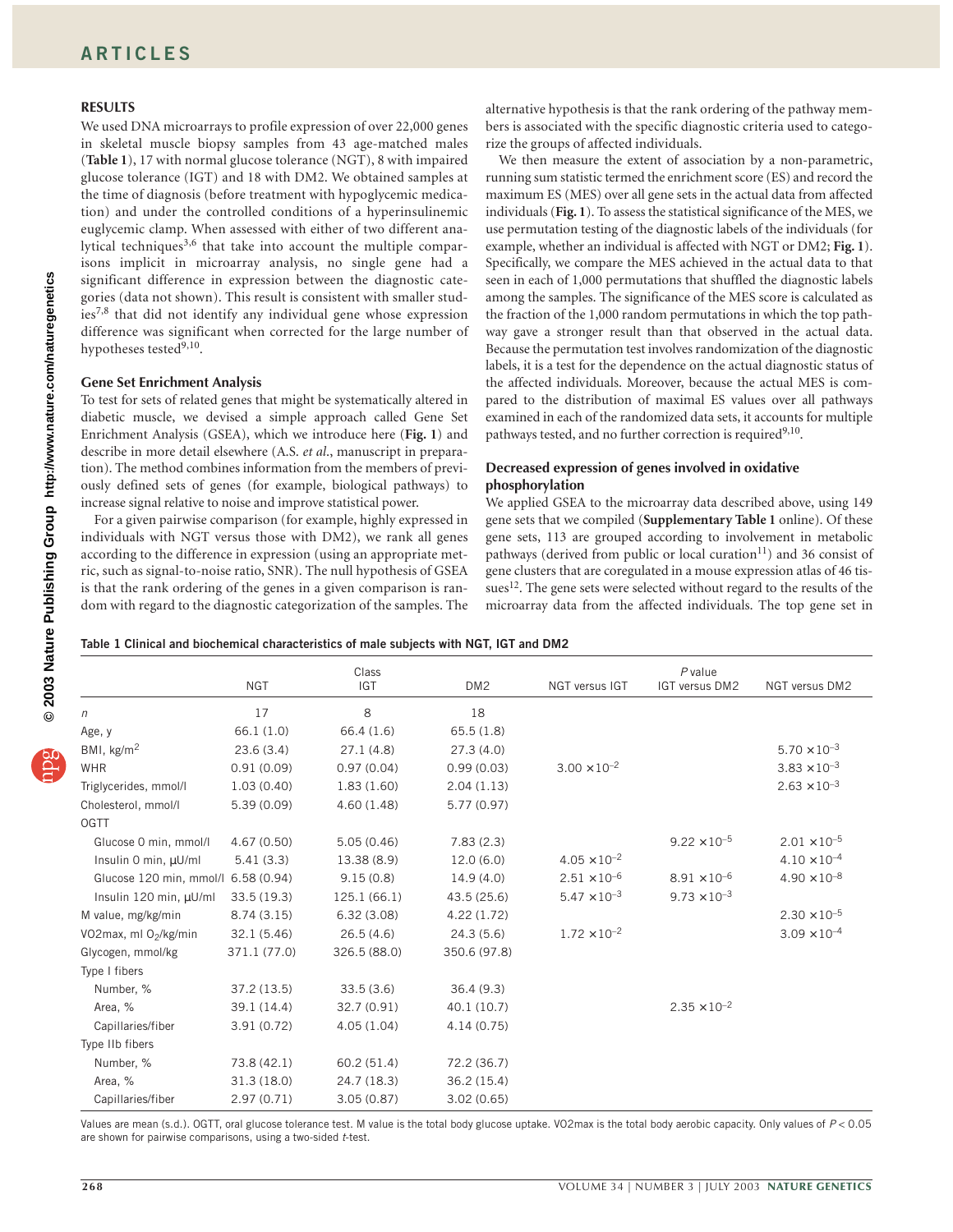## RESULTS

We used DNA microarrays to profile expression of over 22,000 genes in skeletal muscle biopsy samples from 43 age-matched males (**Table 1**), 17 with normal glucose tolerance (NGT), 8 with impaired glucose tolerance (IGT) and 18 with DM2. We obtained samples at the time of diagnosis (before treatment with hypoglycemic medication) and under the controlled conditions of a hyperinsulinemic euglycemic clamp. When assessed with either of two different analytical techniques[3,6] that take into account the multiple comparisons implicit in microarray analysis, no single gene had a significant difference in expression between the diagnostic categories (data not shown). This result is consistent with smaller studies[7,8] that did not identify any individual gene whose expression difference was significant when corrected for the large number of hypotheses tested[9,10].

### Gene Set Enrichment Analysis

To test for sets of related genes that might be systematically altered in diabetic muscle, we devised a simple approach called Gene Set Enrichment Analysis (GSEA), which we introduce here (**Fig. 1**) and describe in more detail elsewhere (A.S. *et al.*, manuscript in preparation). The method combines information from the members of previously defined sets of genes (for example, biological pathways) to increase signal relative to noise and improve statistical power.

For a given pairwise comparison (for example, highly expressed in individuals with NGT versus those with DM2), we rank all genes according to the difference in expression (using an appropriate metric, such as signal-to-noise ratio, SNR). The null hypothesis of GSEA is that the rank ordering of the genes in a given comparison is random with regard to the diagnostic categorization of the samples. The alternative hypothesis is that the rank ordering of the pathway members is associated with the specific diagnostic criteria used to categorize the groups of affected individuals.

We then measure the extent of association by a non-parametric, running sum statistic termed the enrichment score (ES) and record the maximum ES (MES) over all gene sets in the actual data from affected individuals (**Fig. 1**). To assess the statistical significance of the MES, we use permutation testing of the diagnostic labels of the individuals (for example, whether an individual is affected with NGT or DM2; **Fig. 1**). Specifically, we compare the MES achieved in the actual data to that seen in each of 1,000 permutations that shuffled the diagnostic labels among the samples. The significance of the MES score is calculated as the fraction of the 1,000 random permutations in which the top pathway gave a stronger result than that observed in the actual data. Because the permutation test involves randomization of the diagnostic labels, it is a test for the dependence on the actual diagnostic status of the affected individuals. Moreover, because the actual MES is compared to the distribution of maximal ES values over all pathways examined in each of the randomized data sets, it accounts for multiple pathways tested, and no further correction is required[9,10].

### Decreased expression of genes involved in oxidative phosphorylation

We applied GSEA to the microarray data described above, using 149 gene sets that we compiled (**Supplementary Table 1** online). Of these gene sets, 113 are grouped according to involvement in metabolic pathways (derived from public or local curation[11]) and 36 consist of gene clusters that are coregulated in a mouse expression atlas of 46 tissues[12]. The gene sets were selected without regard to the results of the microarray data from the affected individuals. The top gene set in

**Table 1 Clinical and biochemical characteristics of male subjects with NGT, IGT and DM2**

| | Class | | | *P* value | | |
|---|---|---|---|---|---|---|
| | NGT | IGT | DM2 | NGT versus IGT | IGT versus DM2 | NGT versus DM2 |
| *n* | 17 | 8 | 18 | | | |
| Age, y | 66.1 (1.0) | 66.4 (1.6) | 65.5 (1.8) | | | |
| BMI, kg/m$^2$ | 23.6 (3.4) | 27.1 (4.8) | 27.3 (4.0) | | | $5.70 \times 10^{-3}$ |
| WHR | 0.91 (0.09) | 0.97 (0.04) | 0.99 (0.03) | $3.00 \times 10^{-2}$ | | $3.83 \times 10^{-3}$ |
| Triglycerides, mmol/l | 1.03 (0.40) | 1.83 (1.60) | 2.04 (1.13) | | | $2.63 \times 10^{-3}$ |
| Cholesterol, mmol/l | 5.39 (0.09) | 4.60 (1.48) | 5.77 (0.97) | | | |
| OGTT | | | | | | |
| Glucose 0 min, mmol/l | 4.67 (0.50) | 5.05 (0.46) | 7.83 (2.3) | | $9.22 \times 10^{-5}$ | $2.01 \times 10^{-5}$ |
| Insulin 0 min, μU/ml | 5.41 (3.3) | 13.38 (8.9) | 12.0 (6.0) | $4.05 \times 10^{-2}$ | | $4.10 \times 10^{-4}$ |
| Glucose 120 min, mmol/l | 6.58 (0.94) | 9.15 (0.8) | 14.9 (4.0) | $2.51 \times 10^{-6}$ | $8.91 \times 10^{-6}$ | $4.90 \times 10^{-8}$ |
| Insulin 120 min, μU/ml | 33.5 (19.3) | 125.1 (66.1) | 43.5 (25.6) | $5.47 \times 10^{-3}$ | $9.73 \times 10^{-3}$ | |
| M value, mg/kg/min | 8.74 (3.15) | 6.32 (3.08) | 4.22 (1.72) | | | $2.30 \times 10^{-5}$ |
| VO2max, ml $O_2$/kg/min | 32.1 (5.46) | 26.5 (4.6) | 24.3 (5.6) | $1.72 \times 10^{-2}$ | | $3.09 \times 10^{-4}$ |
| Glycogen, mmol/kg | 371.1 (77.0) | 326.5 (88.0) | 350.6 (97.8) | | | |
| Type I fibers | | | | | | |
| Number, % | 37.2 (13.5) | 33.5 (3.6) | 36.4 (9.3) | | | |
| Area, % | 39.1 (14.4) | 32.7 (0.91) | 40.1 (10.7) | | $2.35 \times 10^{-2}$ | |
| Capillaries/fiber | 3.91 (0.72) | 4.05 (1.04) | 4.14 (0.75) | | | |
| Type IIb fibers | | | | | | |
| Number, % | 73.8 (42.1) | 60.2 (51.4) | 72.2 (36.7) | | | |
| Area, % | 31.3 (18.0) | 24.7 (18.3) | 36.2 (15.4) | | | |
| Capillaries/fiber | 2.97 (0.71) | 3.05 (0.87) | 3.02 (0.65) | | | |

Values are mean (s.d.). OGTT, oral glucose tolerance test. M value is the total body glucose uptake. VO2max is the total body aerobic capacity. Only values of $P < 0.05$ are shown for pairwise comparisons, using a two-sided *t*-test.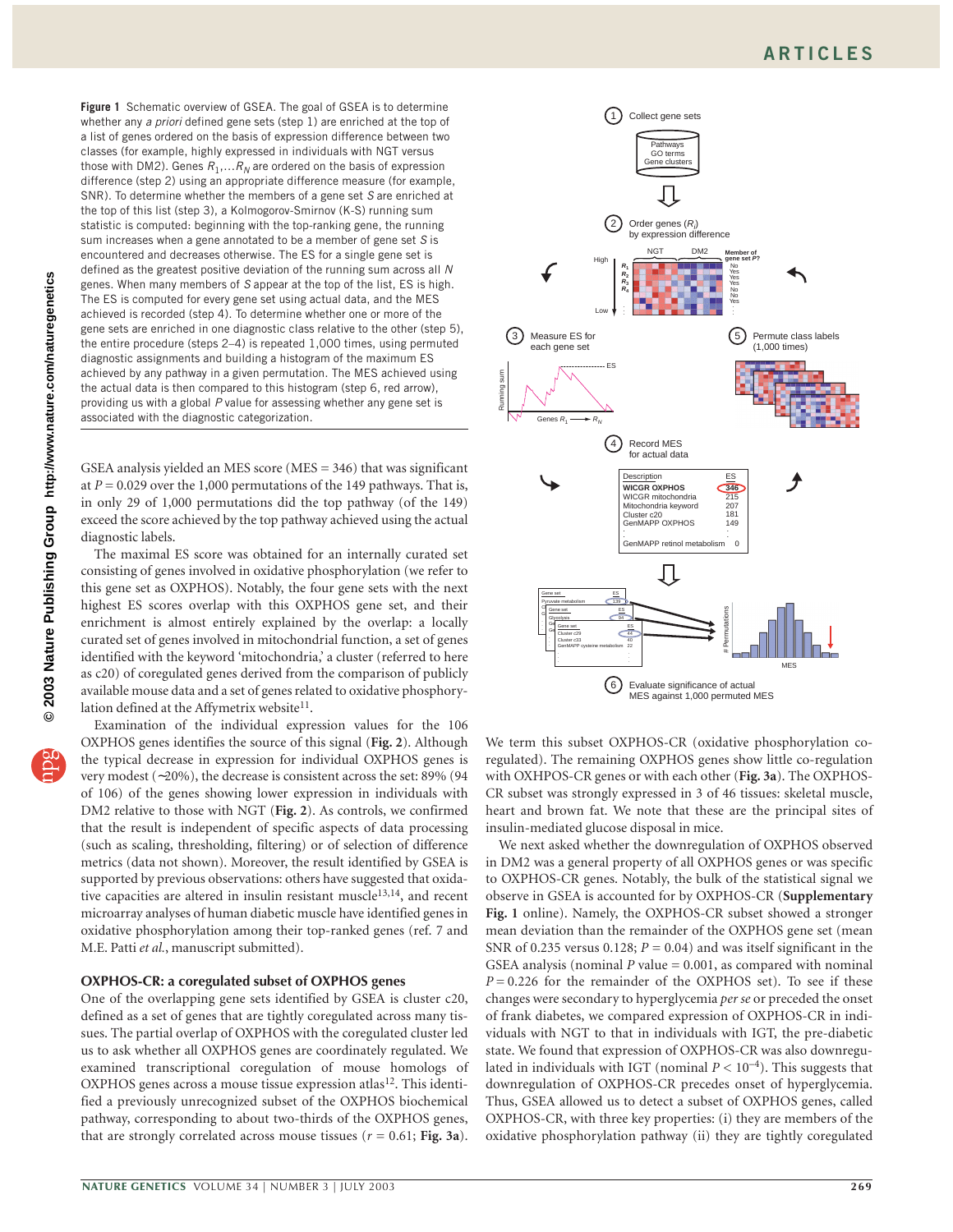**Figure 1** Schematic overview of GSEA. The goal of GSEA is to determine whether any *a priori* defined gene sets (step 1) are enriched at the top of a list of genes ordered on the basis of expression difference between two classes (for example, highly expressed in individuals with NGT versus those with DM2). Genes $R_1,...R_N$ are ordered on the basis of expression difference (step 2) using an appropriate difference measure (for example, SNR). To determine whether the members of a gene set $S$ are enriched at the top of this list (step 3), a Kolmogorov-Smirnov (K-S) running sum statistic is computed: beginning with the top-ranking gene, the running sum increases when a gene annotated to be a member of gene set $S$ is encountered and decreases otherwise. The ES for a single gene set is defined as the greatest positive deviation of the running sum across all $N$ genes. When many members of $S$ appear at the top of the list, ES is high. The ES is computed for every gene set using actual data, and the MES achieved is recorded (step 4). To determine whether one or more of the gene sets are enriched in one diagnostic class relative to the other (step 5), the entire procedure (steps 2–4) is repeated 1,000 times, using permuted diagnostic assignments and building a histogram of the maximum ES achieved by any pathway in a given permutation. The MES achieved using the actual data is then compared to this histogram (step 6, red arrow), providing us with a global $P$ value for assessing whether any gene set is associated with the diagnostic categorization.

GSEA analysis yielded an MES score (MES = 346) that was significant at $P = 0.029$ over the 1,000 permutations of the 149 pathways. That is, in only 29 of 1,000 permutations did the top pathway (of the 149) exceed the score achieved by the top pathway achieved using the actual diagnostic labels.

The maximal ES score was obtained for an internally curated set consisting of genes involved in oxidative phosphorylation (we refer to this gene set as OXPHOS). Notably, the four gene sets with the next highest ES scores overlap with this OXPHOS gene set, and their enrichment is almost entirely explained by the overlap: a locally curated set of genes involved in mitochondrial function, a set of genes identified with the keyword 'mitochondria,' a cluster (referred to here as c20) of coregulated genes derived from the comparison of publicly available mouse data and a set of genes related to oxidative phosphorylation defined at the Affymetrix website[11].

Examination of the individual expression values for the 106 OXPHOS genes identifies the source of this signal (**Fig. 2**). Although the typical decrease in expression for individual OXPHOS genes is very modest (~20%), the decrease is consistent across the set: 89% (94 of 106) of the genes showing lower expression in individuals with DM2 relative to those with NGT (**Fig. 2**). As controls, we confirmed that the result is independent of specific aspects of data processing (such as scaling, thresholding, filtering) or of selection of difference metrics (data not shown). Moreover, the result identified by GSEA is supported by previous observations: others have suggested that oxidative capacities are altered in insulin resistant muscle[13,14], and recent microarray analyses of human diabetic muscle have identified genes in oxidative phosphorylation among their top-ranked genes (ref. 7 and M.E. Patti *et al.*, manuscript submitted).

## OXPHOS-CR: a coregulated subset of OXPHOS genes

One of the overlapping gene sets identified by GSEA is cluster c20, defined as a set of genes that are tightly coregulated across many tissues. The partial overlap of OXPHOS with the coregulated cluster led us to ask whether all OXPHOS genes are coordinately regulated. We examined transcriptional coregulation of mouse homologs of OXPHOS genes across a mouse tissue expression atlas[12]. This identified a previously unrecognized subset of the OXPHOS biochemical pathway, corresponding to about two-thirds of the OXPHOS genes, that are strongly correlated across mouse tissues ($r = 0.61$; **Fig. 3a**). We term this subset OXPHOS-CR (oxidative phosphorylation coregulated). The remaining OXPHOS genes show little co-regulation with OXHPOS-CR genes or with each other (**Fig. 3a**). The OXPHOS-CR subset was strongly expressed in 3 of 46 tissues: skeletal muscle, heart and brown fat. We note that these are the principal sites of insulin-mediated glucose disposal in mice.

We next asked whether the downregulation of OXPHOS observed in DM2 was a general property of all OXPHOS genes or was specific to OXPHOS-CR genes. Notably, the bulk of the statistical signal we observe in GSEA is accounted for by OXPHOS-CR (**Supplementary Fig. 1** online). Namely, the OXPHOS-CR subset showed a stronger mean deviation than the remainder of the OXPHOS gene set (mean SNR of 0.235 versus 0.128; $P = 0.04$) and was itself significant in the GSEA analysis (nominal $P$ value = 0.001, as compared with nominal $P = 0.226$ for the remainder of the OXPHOS set). To see if these changes were secondary to hyperglycemia *per se* or preceded the onset of frank diabetes, we compared expression of OXPHOS-CR in individuals with NGT to that in individuals with IGT, the pre-diabetic state. We found that expression of OXPHOS-CR was also downregulated in individuals with IGT (nominal $P < 10^{-4}$). This suggests that downregulation of OXPHOS-CR precedes onset of hyperglycemia. Thus, GSEA allowed us to detect a subset of OXPHOS genes, called OXPHOS-CR, with three key properties: (i) they are members of the oxidative phosphorylation pathway (ii) they are tightly coregulated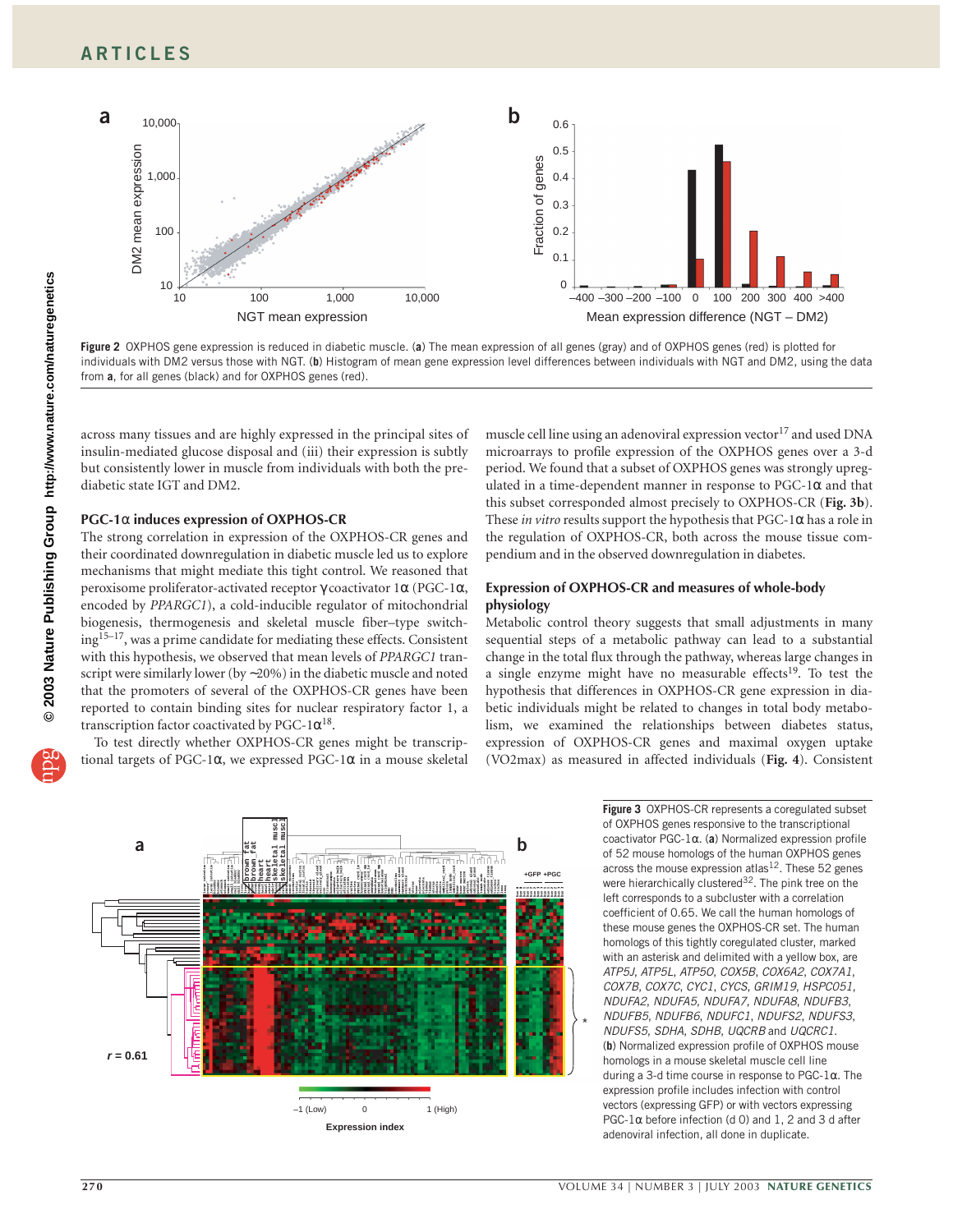**Figure 2** OXPHOS gene expression is reduced in diabetic muscle. (**a**) The mean expression of all genes (gray) and of OXPHOS genes (red) is plotted for individuals with DM2 versus those with NGT. (**b**) Histogram of mean gene expression level differences between individuals with NGT and DM2, using the data from **a**, for all genes (black) and for OXPHOS genes (red).

across many tissues and are highly expressed in the principal sites of insulin-mediated glucose disposal and (iii) their expression is subtly but consistently lower in muscle from individuals with both the prediabetic state IGT and DM2.

### PGC-1α induces expression of OXPHOS-CR

The strong correlation in expression of the OXPHOS-CR genes and their coordinated downregulation in diabetic muscle led us to explore mechanisms that might mediate this tight control. We reasoned that peroxisome proliferator-activated receptor γ coactivator 1α (PGC-1α, encoded by *PPARGC1*), a cold-inducible regulator of mitochondrial biogenesis, thermogenesis and skeletal muscle fiber–type switching[15–17], was a prime candidate for mediating these effects. Consistent with this hypothesis, we observed that mean levels of *PPARGC1* transcript were similarly lower (by ~20%) in the diabetic muscle and noted that the promoters of several of the OXPHOS-CR genes have been reported to contain binding sites for nuclear respiratory factor 1, a transcription factor coactivated by PGC-1α[18].

To test directly whether OXPHOS-CR genes might be transcriptional targets of PGC-1α, we expressed PGC-1α in a mouse skeletal muscle cell line using an adenoviral expression vector[17] and used DNA microarrays to profile expression of the OXPHOS genes over a 3-d period. We found that a subset of OXPHOS genes was strongly upregulated in a time-dependent manner in response to PGC-1α and that this subset corresponded almost precisely to OXPHOS-CR (**Fig. 3b**). These *in vitro* results support the hypothesis that PGC-1α has a role in the regulation of OXPHOS-CR, both across the mouse tissue compendium and in the observed downregulation in diabetes.

### Expression of OXPHOS-CR and measures of whole-body physiology

Metabolic control theory suggests that small adjustments in many sequential steps of a metabolic pathway can lead to a substantial change in the total flux through the pathway, whereas large changes in a single enzyme might have no measurable effects[19]. To test the hypothesis that differences in OXPHOS-CR gene expression in diabetic individuals might be related to changes in total body metabolism, we examined the relationships between diabetes status, expression of OXPHOS-CR genes and maximal oxygen uptake (VO2max) as measured in affected individuals (**Fig. 4**). Consistent

**Figure 3** OXPHOS-CR represents a coregulated subset of OXPHOS genes responsive to the transcriptional coactivator PGC-1α. (**a**) Normalized expression profile of 52 mouse homologs of the human OXPHOS genes across the mouse expression atlas[12]. These 52 genes were hierarchically clustered[32]. The pink tree on the left corresponds to a subcluster with a correlation coefficient of 0.65. We call the human homologs of these mouse genes the OXPHOS-CR set. The human homologs of this tightly coregulated cluster, marked with an asterisk and delimited with a yellow box, are *ATP5J*, *ATP5L*, *ATP5O*, *COX5B*, *COX6A2*, *COX7A1*, *COX7B*, *COX7C*, *CYC1*, *CYCS*, *GRIM19*, *HSPC051*, *NDUFA2*, *NDUFA5*, *NDUFA7*, *NDUFA8*, *NDUFB3*, *NDUFB5*, *NDUFB6*, *NDUFC1*, *NDUFS2*, *NDUFS3*, *NDUFS5*, *SDHA*, *SDHB*, *UQCRB* and *UQCRC1*. (**b**) Normalized expression profile of OXPHOS mouse homologs in a mouse skeletal muscle cell line during a 3-d time course in response to PGC-1α. The expression profile includes infection with control vectors (expressing GFP) or with vectors expressing PGC-1α before infection (d 0) and 1, 2 and 3 d after adenoviral infection, all done in duplicate.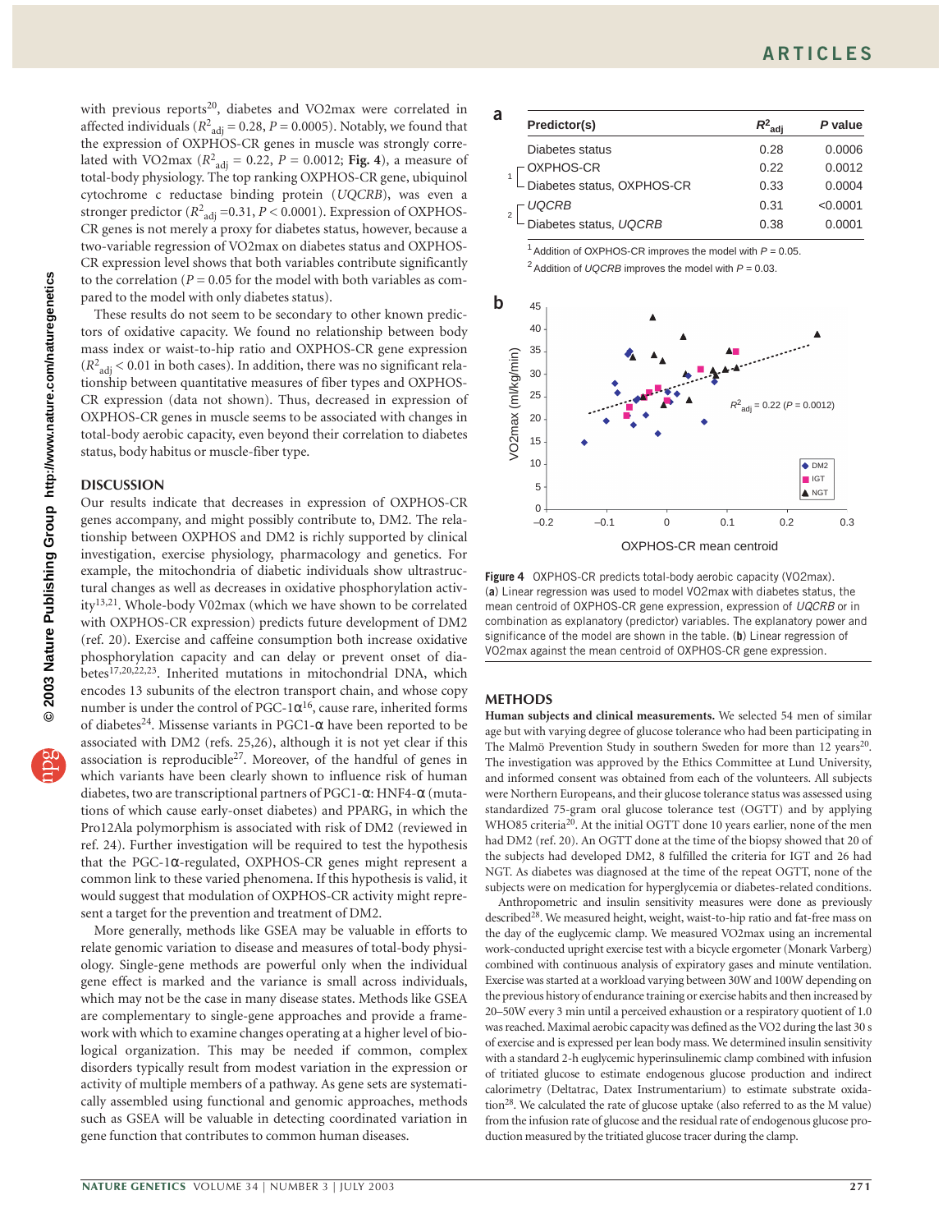with previous reports[20], diabetes and VO2max were correlated in affected individuals ($R^2_{adj} = 0.28$, $P = 0.0005$). Notably, we found that the expression of OXPHOS-CR genes in muscle was strongly correlated with VO2max ($R^2_{adj} = 0.22$, $P = 0.0012$; **Fig. 4**), a measure of total-body physiology. The top ranking OXPHOS-CR gene, ubiquinol cytochrome c reductase binding protein (*UQCRB*), was even a stronger predictor ($R^2_{adj} = 0.31$, $P < 0.0001$). Expression of OXPHOS-CR genes is not merely a proxy for diabetes status, however, because a two-variable regression of VO2max on diabetes status and OXPHOS-CR expression level shows that both variables contribute significantly to the correlation ($P = 0.05$ for the model with both variables as compared to the model with only diabetes status).

These results do not seem to be secondary to other known predictors of oxidative capacity. We found no relationship between body mass index or waist-to-hip ratio and OXPHOS-CR gene expression ($R^2_{adj} < 0.01$ in both cases). In addition, there was no significant relationship between quantitative measures of fiber types and OXPHOS-CR expression (data not shown). Thus, decreased in expression of OXPHOS-CR genes in muscle seems to be associated with changes in total-body aerobic capacity, even beyond their correlation to diabetes status, body habitus or muscle-fiber type.

## DISCUSSION

Our results indicate that decreases in expression of OXPHOS-CR genes accompany, and might possibly contribute to, DM2. The relationship between OXPHOS and DM2 is richly supported by clinical investigation, exercise physiology, pharmacology and genetics. For example, the mitochondria of diabetic individuals show ultrastructural changes as well as decreases in oxidative phosphorylation activity[13,21]. Whole-body V02max (which we have shown to be correlated with OXPHOS-CR expression) predicts future development of DM2 (ref. 20). Exercise and caffeine consumption both increase oxidative phosphorylation capacity and can delay or prevent onset of diabetes[17,20,22,23]. Inherited mutations in mitochondrial DNA, which encodes 13 subunits of the electron transport chain, and whose copy number is under the control of PGC-1α[16], cause rare, inherited forms of diabetes[24]. Missense variants in PGC1-α have been reported to be associated with DM2 (refs. 25,26), although it is not yet clear if this association is reproducible[27]. Moreover, of the handful of genes in which variants have been clearly shown to influence risk of human diabetes, two are transcriptional partners of PGC1-α: HNF4-α (mutations of which cause early-onset diabetes) and PPARG, in which the Pro12Ala polymorphism is associated with risk of DM2 (reviewed in ref. 24). Further investigation will be required to test the hypothesis that the PGC-1α-regulated, OXPHOS-CR genes might represent a common link to these varied phenomena. If this hypothesis is valid, it would suggest that modulation of OXPHOS-CR activity might represent a target for the prevention and treatment of DM2.

More generally, methods like GSEA may be valuable in efforts to relate genomic variation to disease and measures of total-body physiology. Single-gene methods are powerful only when the individual gene effect is marked and the variance is small across individuals, which may not be the case in many disease states. Methods like GSEA are complementary to single-gene approaches and provide a framework with which to examine changes operating at a higher level of biological organization. This may be needed if common, complex disorders typically result from modest variation in the expression or activity of multiple members of a pathway. As gene sets are systematically assembled using functional and genomic approaches, methods such as GSEA will be valuable in detecting coordinated variation in gene function that contributes to common human diseases.

**a**

| | Predictor(s) | $R^2_{adj}$ | P value |
|---|---|---|---|
| | Diabetes status | 0.28 | 0.0006 |
| 1 | OXPHOS-CR | 0.22 | 0.0012 |
| 1 | Diabetes status, OXPHOS-CR | 0.33 | 0.0004 |
| 2 | *UQCRB* | 0.31 | <0.0001 |
| 2 | Diabetes status, *UQCRB* | 0.38 | 0.0001 |

[1] Addition of OXPHOS-CR improves the model with $P = 0.05$.
[2] Addition of *UQCRB* improves the model with $P = 0.03$.

**b**

**Figure 4** OXPHOS-CR predicts total-body aerobic capacity (VO2max). (**a**) Linear regression was used to model VO2max with diabetes status, the mean centroid of OXPHOS-CR gene expression, expression of *UQCRB* or in combination as explanatory (predictor) variables. The explanatory power and significance of the model are shown in the table. (**b**) Linear regression of VO2max against the mean centroid of OXPHOS-CR gene expression.

## METHODS

**Human subjects and clinical measurements.** We selected 54 men of similar age but with varying degree of glucose tolerance who had been participating in The Malmö Prevention Study in southern Sweden for more than 12 years[20]. The investigation was approved by the Ethics Committee at Lund University, and informed consent was obtained from each of the volunteers. All subjects were Northern Europeans, and their glucose tolerance status was assessed using standardized 75-gram oral glucose tolerance test (OGTT) and by applying WHO85 criteria[20]. At the initial OGTT done 10 years earlier, none of the men had DM2 (ref. 20). An OGTT done at the time of the biopsy showed that 20 of the subjects had developed DM2, 8 fulfilled the criteria for IGT and 26 had NGT. As diabetes was diagnosed at the time of the repeat OGTT, none of the subjects were on medication for hyperglycemia or diabetes-related conditions.

Anthropometric and insulin sensitivity measures were done as previously described[28]. We measured height, weight, waist-to-hip ratio and fat-free mass on the day of the euglycemic clamp. We measured VO2max using an incremental work-conducted upright exercise test with a bicycle ergometer (Monark Varberg) combined with continuous analysis of expiratory gases and minute ventilation. Exercise was started at a workload varying between 30W and 100W depending on the previous history of endurance training or exercise habits and then increased by 20–50W every 3 min until a perceived exhaustion or a respiratory quotient of 1.0 was reached. Maximal aerobic capacity was defined as the VO2 during the last 30 s of exercise and is expressed per lean body mass. We determined insulin sensitivity with a standard 2-h euglycemic hyperinsulinemic clamp combined with infusion of tritiated glucose to estimate endogenous glucose production and indirect calorimetry (Deltatrac, Datex Instrumentarium) to estimate substrate oxidation[28]. We calculated the rate of glucose uptake (also referred to as the M value) from the infusion rate of glucose and the residual rate of endogenous glucose production measured by the tritiated glucose tracer during the clamp.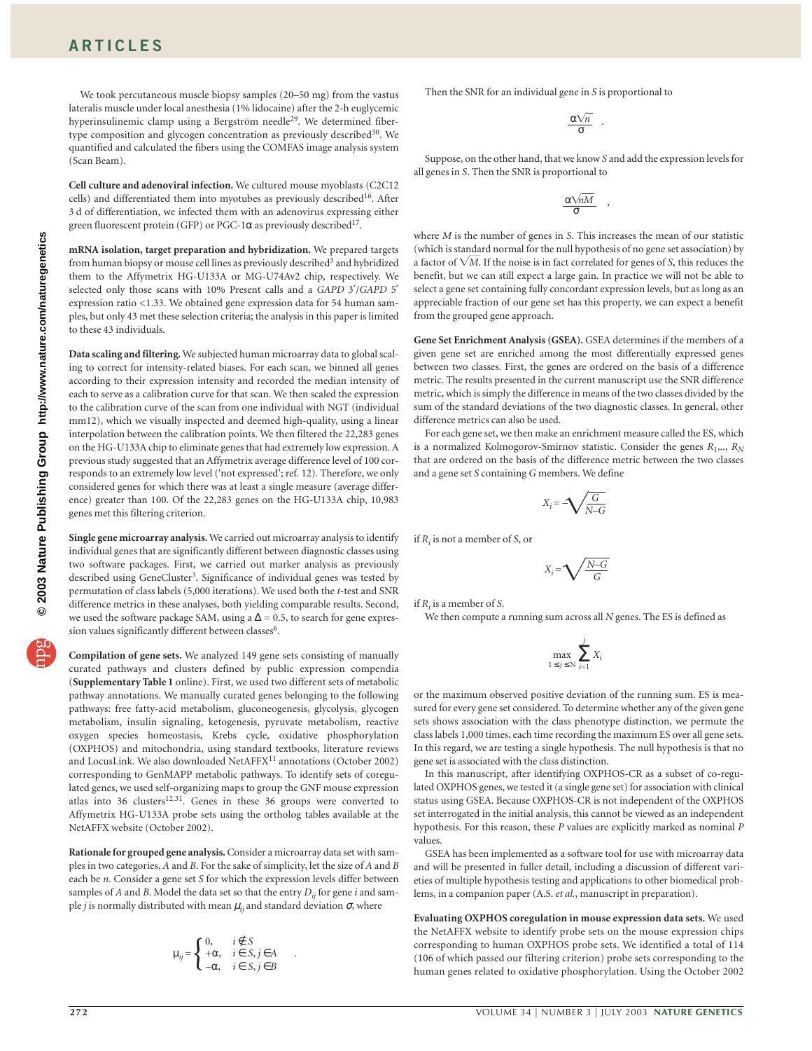We took percutaneous muscle biopsy samples (20–50 mg) from the vastus lateralis muscle under local anesthesia (1% lidocaine) after the 2-h euglycemic hyperinsulinemic clamp using a Bergström needle[29]. We determined fiber-type composition and glycogen concentration as previously described[30]. We quantified and calculated the fibers using the COMFAS image analysis system (Scan Beam).

**Cell culture and adenoviral infection.** We cultured mouse myoblasts (C2C12 cells) and differentiated them into myotubes as previously described[16]. After 3 d of differentiation, we infected them with an adenovirus expressing either green fluorescent protein (GFP) or PGC-1α as previously described[17].

**mRNA isolation, target preparation and hybridization.** We prepared targets from human biopsy or mouse cell lines as previously described[3] and hybridized them to the Affymetrix HG-U133A or MG-U74Av2 chip, respectively. We selected only those scans with 10% Present calls and a *GAPD* 3′/*GAPD* 5′ expression ratio <1.33. We obtained gene expression data for 54 human samples, but only 43 met these selection criteria; the analysis in this paper is limited to these 43 individuals.

**Data scaling and filtering.** We subjected human microarray data to global scaling to correct for intensity-related biases. For each scan, we binned all genes according to their expression intensity and recorded the median intensity of each to serve as a calibration curve for that scan. We then scaled the expression to the calibration curve of the scan from one individual with NGT (individual mm12), which we visually inspected and deemed high-quality, using a linear interpolation between the calibration points. We then filtered the 22,283 genes on the HG-U133A chip to eliminate genes that had extremely low expression. A previous study suggested that an Affymetrix average difference level of 100 corresponds to an extremely low level ('not expressed'; ref. 12). Therefore, we only considered genes for which there was at least a single measure (average difference) greater than 100. Of the 22,283 genes on the HG-U133A chip, 10,983 genes met this filtering criterion.

**Single gene microarray analysis.** We carried out microarray analysis to identify individual genes that are significantly different between diagnostic classes using two software packages. First, we carried out marker analysis as previously described using GeneCluster[3]. Significance of individual genes was tested by permutation of class labels (5,000 iterations). We used both the *t*-test and SNR difference metrics in these analyses, both yielding comparable results. Second, we used the software package SAM, using a $\Delta = 0.5$, to search for gene expression values significantly different between classes[6].

**Compilation of gene sets.** We analyzed 149 gene sets consisting of manually curated pathways and clusters defined by public expression compendia (**Supplementary Table 1** online). First, we used two different sets of metabolic pathway annotations. We manually curated genes belonging to the following pathways: free fatty-acid metabolism, gluconeogenesis, glycolysis, glycogen metabolism, insulin signaling, ketogenesis, pyruvate metabolism, reactive oxygen species homeostasis, Krebs cycle, oxidative phosphorylation (OXPHOS) and mitochondria, using standard textbooks, literature reviews and LocusLink. We also downloaded NetAFFX[11] annotations (October 2002) corresponding to GenMAPP metabolic pathways. To identify sets of coregulated genes, we used self-organizing maps to group the GNF mouse expression atlas into 36 clusters[12,31]. Genes in these 36 groups were converted to Affymetrix HG-U133A probe sets using the ortholog tables available at the NetAFFX website (October 2002).

**Rationale for grouped gene analysis.** Consider a microarray data set with samples in two categories, *A* and *B*. For the sake of simplicity, let the size of *A* and *B* each be *n*. Consider a gene set *S* for which the expression levels differ between samples of *A* and *B*. Model the data set so that the entry $D_{ij}$ for gene *i* and sample *j* is normally distributed with mean $\mu_{ij}$ and standard deviation $\sigma$, where

$$\mu_{ij} = \begin{cases} 0, & i \notin S \\ +\alpha, & i \in S, j \in A \\ -\alpha, & i \in S, j \in B \end{cases} .$$

Then the SNR for an individual gene in *S* is proportional to

$$\frac{\alpha\sqrt{n}}{\sigma} .$$

Suppose, on the other hand, that we know *S* and add the expression levels for all genes in *S*. Then the SNR is proportional to

$$\frac{\alpha\sqrt{nM}}{\sigma} ,$$

where *M* is the number of genes in *S*. This increases the mean of our statistic (which is standard normal for the null hypothesis of no gene set association) by a factor of $\sqrt{M}$. If the noise is in fact correlated for genes of *S*, this reduces the benefit, but we can still expect a large gain. In practice we will not be able to select a gene set containing fully concordant expression levels, but as long as an appreciable fraction of our gene set has this property, we can expect a benefit from the grouped gene approach.

**Gene Set Enrichment Analysis (GSEA).** GSEA determines if the members of a given gene set are enriched among the most differentially expressed genes between two classes. First, the genes are ordered on the basis of a difference metric. The results presented in the current manuscript use the SNR difference metric, which is simply the difference in means of the two classes divided by the sum of the standard deviations of the two diagnostic classes. In general, other difference metrics can also be used.

For each gene set, we then make an enrichment measure called the ES, which is a normalized Kolmogorov-Smirnov statistic. Consider the genes $R_1,.., R_N$ that are ordered on the basis of the difference metric between the two classes and a gene set *S* containing *G* members. We define

$$X_i = -\sqrt{\frac{G}{N-G}}$$

if $R_i$ is not a member of *S*, or

$$X_i = \sqrt{\frac{N-G}{G}}$$

if $R_i$ is a member of *S*.

We then compute a running sum across all *N* genes. The ES is defined as

$$\max_{1 \leq j \leq N} \sum_{i=1}^{j} X_i$$

or the maximum observed positive deviation of the running sum. ES is measured for every gene set considered. To determine whether any of the given gene sets shows association with the class phenotype distinction, we permute the class labels 1,000 times, each time recording the maximum ES over all gene sets. In this regard, we are testing a single hypothesis. The null hypothesis is that no gene set is associated with the class distinction.

In this manuscript, after identifying OXPHOS-CR as a subset of co-regulated OXPHOS genes, we tested it (a single gene set) for association with clinical status using GSEA. Because OXPHOS-CR is not independent of the OXPHOS set interrogated in the initial analysis, this cannot be viewed as an independent hypothesis. For this reason, these *P* values are explicitly marked as nominal *P* values.

GSEA has been implemented as a software tool for use with microarray data and will be presented in fuller detail, including a discussion of different varieties of multiple hypothesis testing and applications to other biomedical problems, in a companion paper (A.S. *et al.*, manuscript in preparation).

**Evaluating OXPHOS coregulation in mouse expression data sets.** We used the NetAFFX website to identify probe sets on the mouse expression chips corresponding to human OXPHOS probe sets. We identified a total of 114 (106 of which passed our filtering criterion) probe sets corresponding to the human genes related to oxidative phosphorylation. Using the October 2002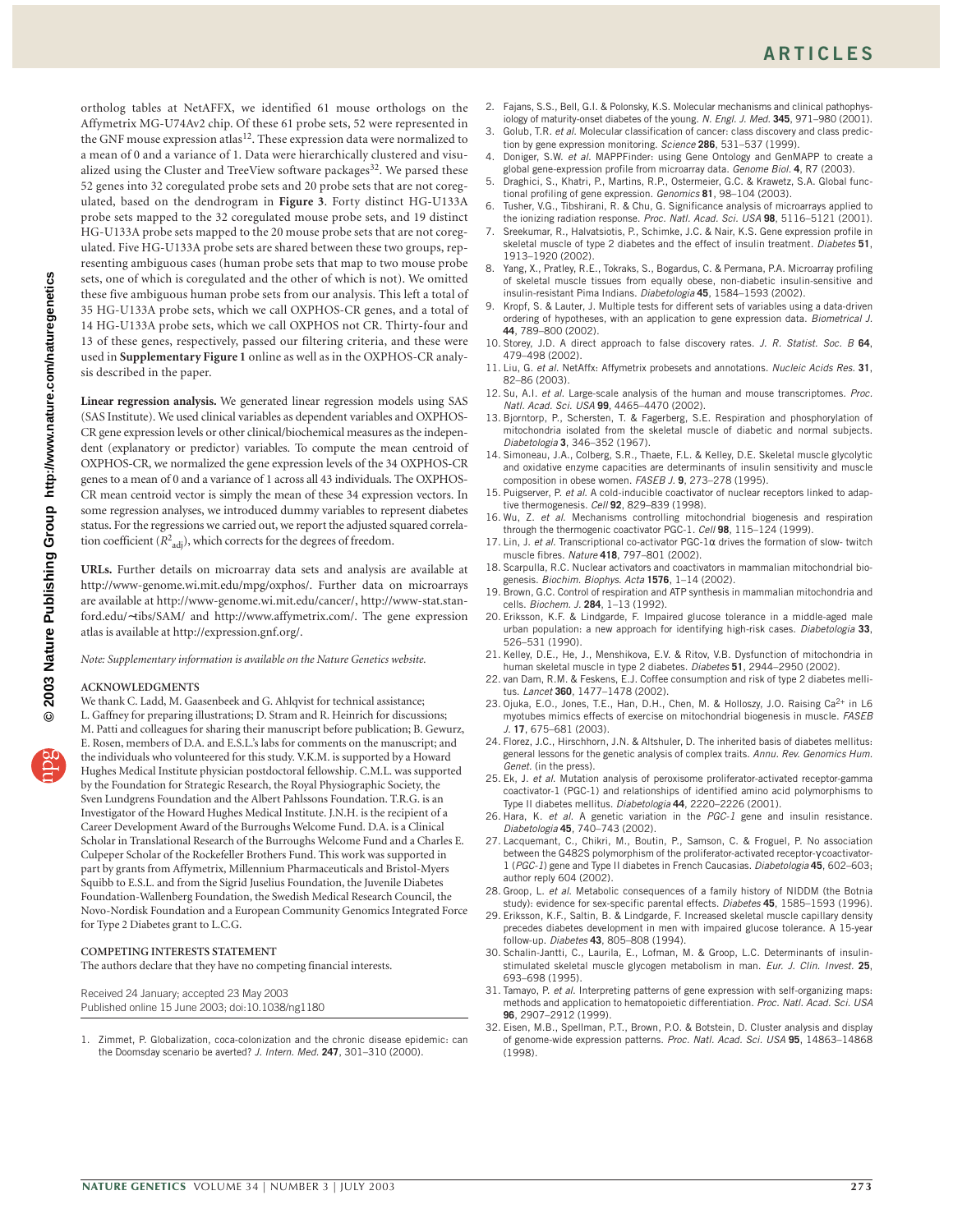ortholog tables at NetAFFX, we identified 61 mouse orthologs on the Affymetrix MG-U74Av2 chip. Of these 61 probe sets, 52 were represented in the GNF mouse expression atlas[12]. These expression data were normalized to a mean of 0 and a variance of 1. Data were hierarchically clustered and visualized using the Cluster and TreeView software packages[32]. We parsed these 52 genes into 32 coregulated probe sets and 20 probe sets that are not coregulated, based on the dendrogram in **Figure 3**. Forty distinct HG-U133A probe sets mapped to the 32 coregulated mouse probe sets, and 19 distinct HG-U133A probe sets mapped to the 20 mouse probe sets that are not coregulated. Five HG-U133A probe sets are shared between these two groups, representing ambiguous cases (human probe sets that map to two mouse probe sets, one of which is coregulated and the other of which is not). We omitted these five ambiguous human probe sets from our analysis. This left a total of 35 HG-U133A probe sets, which we call OXPHOS-CR genes, and a total of 14 HG-U133A probe sets, which we call OXPHOS not CR. Thirty-four and 13 of these genes, respectively, passed our filtering criteria, and these were used in **Supplementary Figure 1** online as well as in the OXPHOS-CR analysis described in the paper.

**Linear regression analysis.** We generated linear regression models using SAS (SAS Institute). We used clinical variables as dependent variables and OXPHOS-CR gene expression levels or other clinical/biochemical measures as the independent (explanatory or predictor) variables. To compute the mean centroid of OXPHOS-CR, we normalized the gene expression levels of the 34 OXPHOS-CR genes to a mean of 0 and a variance of 1 across all 43 individuals. The OXPHOS-CR mean centroid vector is simply the mean of these 34 expression vectors. In some regression analyses, we introduced dummy variables to represent diabetes status. For the regressions we carried out, we report the adjusted squared correlation coefficient ($R^2_{adj}$), which corrects for the degrees of freedom.

**URLs.** Further details on microarray data sets and analysis are available at http://www-genome.wi.mit.edu/mpg/oxphos/. Further data on microarrays are available at http://www-genome.wi.mit.edu/cancer/, http://www-stat.stanford.edu/~tibs/SAM/ and http://www.affymetrix.com/. The gene expression atlas is available at http://expression.gnf.org/.

*Note: Supplementary information is available on the Nature Genetics website.*

## ACKNOWLEDGMENTS

We thank C. Ladd, M. Gaasenbeek and G. Ahlqvist for technical assistance; L. Gaffney for preparing illustrations; D. Stram and R. Heinrich for discussions; M. Patti and colleagues for sharing their manuscript before publication; B. Gewurz, E. Rosen, members of D.A. and E.S.L.'s labs for comments on the manuscript; and the individuals who volunteered for this study. V.K.M. is supported by a Howard Hughes Medical Institute physician postdoctoral fellowship. C.M.L. was supported by the Foundation for Strategic Research, the Royal Physiographic Society, the Sven Lundgrens Foundation and the Albert Pahlssons Foundation. T.R.G. is an Investigator of the Howard Hughes Medical Institute. J.N.H. is the recipient of a Career Development Award of the Burroughs Welcome Fund. D.A. is a Clinical Scholar in Translational Research of the Burroughs Welcome Fund and a Charles E. Culpeper Scholar of the Rockefeller Brothers Fund. This work was supported in part by grants from Affymetrix, Millennium Pharmaceuticals and Bristol-Myers Squibb to E.S.L. and from the Sigrid Juselius Foundation, the Juvenile Diabetes Foundation-Wallenberg Foundation, the Swedish Medical Research Council, the Novo-Nordisk Foundation and a European Community Genomics Integrated Force for Type 2 Diabetes grant to L.C.G.

## COMPETING INTERESTS STATEMENT

The authors declare that they have no competing financial interests.

Received 24 January; accepted 23 May 2003
Published online 15 June 2003; doi:10.1038/ng1180

1. Zimmet, P. Globalization, coca-colonization and the chronic disease epidemic: can the Doomsday scenario be averted? *J. Intern. Med.* **247**, 301–310 (2000).
2. Fajans, S.S., Bell, G.I. & Polonsky, K.S. Molecular mechanisms and clinical pathophysiology of maturity-onset diabetes of the young. *N. Engl. J. Med.* **345**, 971–980 (2001).
3. Golub, T.R. *et al.* Molecular classification of cancer: class discovery and class prediction by gene expression monitoring. *Science* **286**, 531–537 (1999).
4. Doniger, S.W. *et al.* MAPPFinder: using Gene Ontology and GenMAPP to create a global gene-expression profile from microarray data. *Genome Biol.* **4**, R7 (2003).
5. Draghici, S., Khatri, P., Martins, R.P., Ostermeier, G.C. & Krawetz, S.A. Global functional profiling of gene expression. *Genomics* **81**, 98–104 (2003).
6. Tusher, V.G., Tibshirani, R. & Chu, G. Significance analysis of microarrays applied to the ionizing radiation response. *Proc. Natl. Acad. Sci. USA* **98**, 5116–5121 (2001).
7. Sreekumar, R., Halvatsiotis, P., Schimke, J.C. & Nair, K.S. Gene expression profile in skeletal muscle of type 2 diabetes and the effect of insulin treatment. *Diabetes* **51**, 1913–1920 (2002).
8. Yang, X., Pratley, R.E., Tokraks, S., Bogardus, C. & Permana, P.A. Microarray profiling of skeletal muscle tissues from equally obese, non-diabetic insulin-sensitive and insulin-resistant Pima Indians. *Diabetologia* **45**, 1584–1593 (2002).
9. Kropf, S. & Lauter, J. Multiple tests for different sets of variables using a data-driven ordering of hypotheses, with an application to gene expression data. *Biometrical J.* **44**, 789–800 (2002).
10. Storey, J.D. A direct approach to false discovery rates. *J. R. Statist. Soc. B* **64**, 479–498 (2002).
11. Liu, G. *et al.* NetAffx: Affymetrix probesets and annotations. *Nucleic Acids Res.* **31**, 82–86 (2003).
12. Su, A.I. *et al.* Large-scale analysis of the human and mouse transcriptomes. *Proc. Natl. Acad. Sci. USA* **99**, 4465–4470 (2002).
13. Bjorntorp, P., Schersten, T. & Fagerberg, S.E. Respiration and phosphorylation of mitochondria isolated from the skeletal muscle of diabetic and normal subjects. *Diabetologia* **3**, 346–352 (1967).
14. Simoneau, J.A., Colberg, S.R., Thaete, F.L. & Kelley, D.E. Skeletal muscle glycolytic and oxidative enzyme capacities are determinants of insulin sensitivity and muscle composition in obese women. *FASEB J.* **9**, 273–278 (1995).
15. Puigserver, P. *et al.* A cold-inducible coactivator of nuclear receptors linked to adaptive thermogenesis. *Cell* **92**, 829–839 (1998).
16. Wu, Z. *et al.* Mechanisms controlling mitochondrial biogenesis and respiration through the thermogenic coactivator PGC-1. *Cell* **98**, 115–124 (1999).
17. Lin, J. *et al.* Transcriptional co-activator PGC-1α drives the formation of slow- twitch muscle fibres. *Nature* **418**, 797–801 (2002).
18. Scarpulla, R.C. Nuclear activators and coactivators in mammalian mitochondrial biogenesis. *Biochim. Biophys. Acta* **1576**, 1–14 (2002).
19. Brown, G.C. Control of respiration and ATP synthesis in mammalian mitochondria and cells. *Biochem. J.* **284**, 1–13 (1992).
20. Eriksson, K.F. & Lindgarde, F. Impaired glucose tolerance in a middle-aged male urban population: a new approach for identifying high-risk cases. *Diabetologia* **33**, 526–531 (1990).
21. Kelley, D.E., He, J., Menshikova, E.V. & Ritov, V.B. Dysfunction of mitochondria in human skeletal muscle in type 2 diabetes. *Diabetes* **51**, 2944–2950 (2002).
22. van Dam, R.M. & Feskens, E.J. Coffee consumption and risk of type 2 diabetes mellitus. *Lancet* **360**, 1477–1478 (2002).
23. Ojuka, E.O., Jones, T.E., Han, D.H., Chen, M. & Holloszy, J.O. Raising $Ca^{2+}$ in L6 myotubes mimics effects of exercise on mitochondrial biogenesis in muscle. *FASEB J.* **17**, 675–681 (2003).
24. Florez, J.C., Hirschhorn, J.N. & Altshuler, D. The inherited basis of diabetes mellitus: general lessons for the genetic analysis of complex traits. *Annu. Rev. Genomics Hum. Genet.* (in the press).
25. Ek, J. *et al.* Mutation analysis of peroxisome proliferator-activated receptor-gamma coactivator-1 (PGC-1) and relationships of identified amino acid polymorphisms to Type II diabetes mellitus. *Diabetologia* **44**, 2220–2226 (2001).
26. Hara, K. *et al.* A genetic variation in the *PGC-1* gene and insulin resistance. *Diabetologia* **45**, 740–743 (2002).
27. Lacquemant, C., Chikri, M., Boutin, P., Samson, C. & Froguel, P. No association between the G482S polymorphism of the proliferator-activated receptor-γ coactivator-1 (*PGC-1*) gene and Type II diabetes in French Caucasias. *Diabetologia* **45**, 602–603; author reply 604 (2002).
28. Groop, L. *et al.* Metabolic consequences of a family history of NIDDM (the Botnia study): evidence for sex-specific parental effects. *Diabetes* **45**, 1585–1593 (1996).
29. Eriksson, K.F., Saltin, B. & Lindgarde, F. Increased skeletal muscle capillary density precedes diabetes development in men with impaired glucose tolerance. A 15-year follow-up. *Diabetes* **43**, 805–808 (1994).
30. Schalin-Jantti, C., Laurila, E., Lofman, M. & Groop, L.C. Determinants of insulin-stimulated skeletal muscle glycogen metabolism in man. *Eur. J. Clin. Invest.* **25**, 693–698 (1995).
31. Tamayo, P. *et al.* Interpreting patterns of gene expression with self-organizing maps: methods and application to hematopoietic differentiation. *Proc. Natl. Acad. Sci. USA* **96**, 2907–2912 (1999).
32. Eisen, M.B., Spellman, P.T., Brown, P.O. & Botstein, D. Cluster analysis and display of genome-wide expression patterns. *Proc. Natl. Acad. Sci. USA* **95**, 14863–14868 (1998).